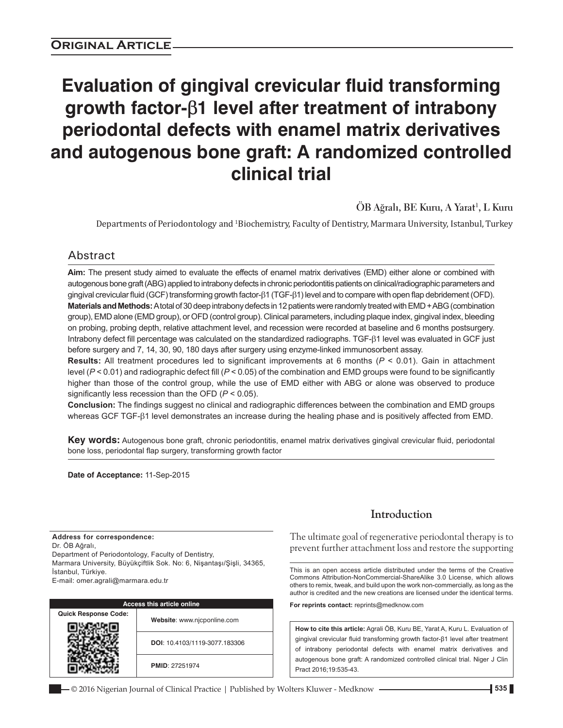**Original Article**

# Evaluation of gingival crevicular fluid transforming growth factor-β1 level after treatment of intrabony periodontal defects with enamel matrix derivatives and autogenous bone graft: A randomized controlled clinical trial

ÖB Ağralı, BE Kuru, A Yarat[1], L Kuru

Departments of Periodontology and [1]Biochemistry, Faculty of Dentistry, Marmara University, Istanbul, Turkey

## Abstract

**Aim:** The present study aimed to evaluate the effects of enamel matrix derivatives (EMD) either alone or combined with autogenous bone graft (ABG) applied to intrabony defects in chronic periodontitis patients on clinical/radiographic parameters and gingival crevicular fluid (GCF) transforming growth factor-β1 (TGF-β1) level and to compare with open flap debridement (OFD).
**Materials and Methods:** A total of 30 deep intrabony defects in 12 patients were randomly treated with EMD + ABG (combination group), EMD alone (EMD group), or OFD (control group). Clinical parameters, including plaque index, gingival index, bleeding on probing, probing depth, relative attachment level, and recession were recorded at baseline and 6 months postsurgery. Intrabony defect fill percentage was calculated on the standardized radiographs. TGF-β1 level was evaluated in GCF just before surgery and 7, 14, 30, 90, 180 days after surgery using enzyme-linked immunosorbent assay.
**Results:** All treatment procedures led to significant improvements at 6 months ($P < 0.01$). Gain in attachment level ($P < 0.01$) and radiographic defect fill ($P < 0.05$) of the combination and EMD groups were found to be significantly higher than those of the control group, while the use of EMD either with ABG or alone was observed to produce significantly less recession than the OFD ($P < 0.05$).
**Conclusion:** The findings suggest no clinical and radiographic differences between the combination and EMD groups whereas GCF TGF-β1 level demonstrates an increase during the healing phase and is positively affected from EMD.

**Key words:** Autogenous bone graft, chronic periodontitis, enamel matrix derivatives gingival crevicular fluid, periodontal bone loss, periodontal flap surgery, transforming growth factor

**Date of Acceptance:** 11-Sep-2015

**Address for correspondence:**
Dr. ÖB Ağralı,
Department of Periodontology, Faculty of Dentistry,
Marmara University, Büyükçiftlik Sok. No: 6, Nişantaşı/Şişli, 34365,
İstanbul, Türkiye.
E-mail: omer.agrali@marmara.edu.tr

| Access this article online | |
|---|---|
| Quick Response Code: | Website: www.njcponline.com |
| | DOI: 10.4103/1119-3077.183306 |
| | PMID: 27251974 |

## Introduction

The ultimate goal of regenerative periodontal therapy is to prevent further attachment loss and restore the supporting

This is an open access article distributed under the terms of the Creative Commons Attribution-NonCommercial-ShareAlike 3.0 License, which allows others to remix, tweak, and build upon the work non-commercially, as long as the author is credited and the new creations are licensed under the identical terms.

**For reprints contact:** reprints@medknow.com

**How to cite this article:** Agrali ÖB, Kuru BE, Yarat A, Kuru L. Evaluation of gingival crevicular fluid transforming growth factor-β1 level after treatment of intrabony periodontal defects with enamel matrix derivatives and autogenous bone graft: A randomized controlled clinical trial. Niger J Clin Pract 2016;19:535-43.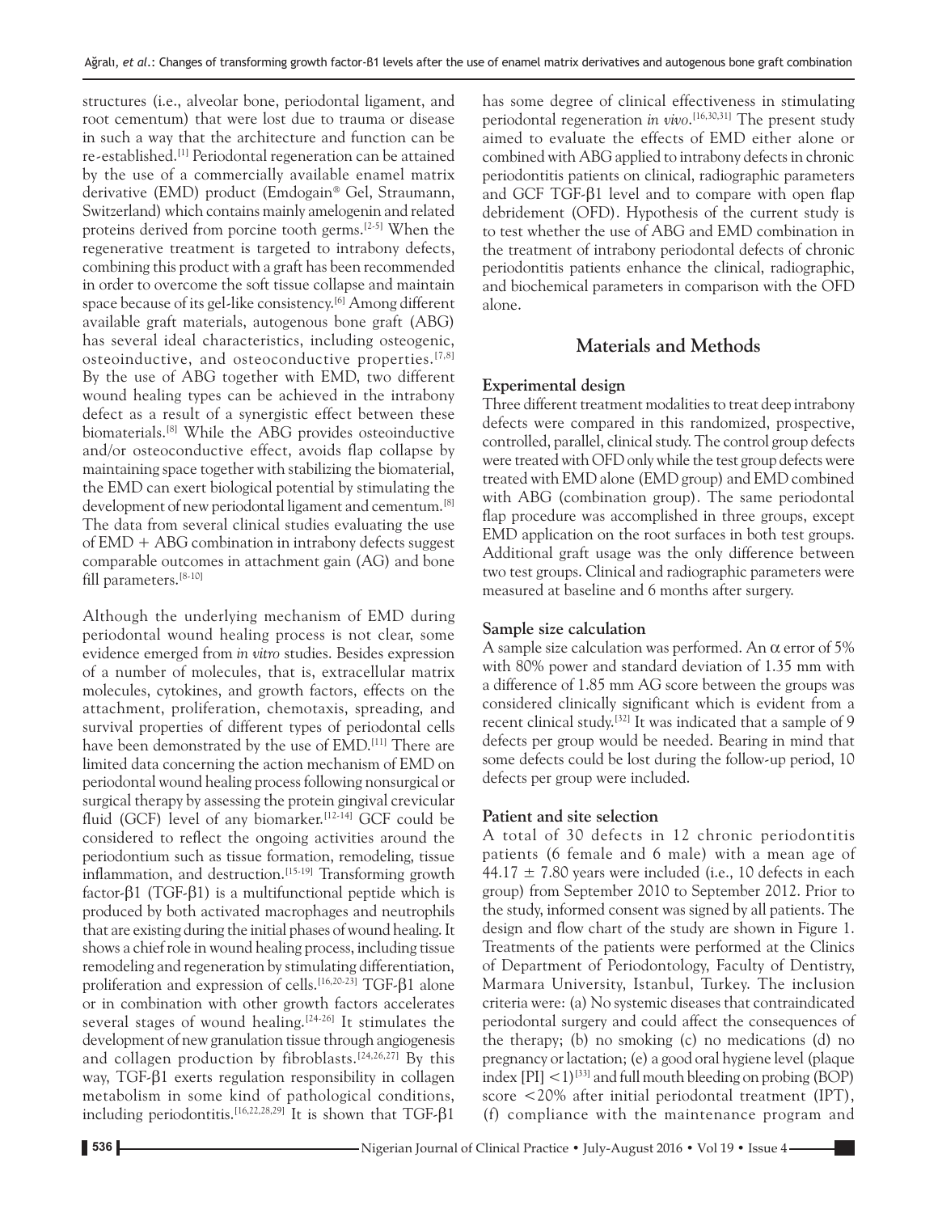structures (i.e., alveolar bone, periodontal ligament, and root cementum) that were lost due to trauma or disease in such a way that the architecture and function can be re-established.[1] Periodontal regeneration can be attained by the use of a commercially available enamel matrix derivative (EMD) product (Emdogain® Gel, Straumann, Switzerland) which contains mainly amelogenin and related proteins derived from porcine tooth germs.[2-5] When the regenerative treatment is targeted to intrabony defects, combining this product with a graft has been recommended in order to overcome the soft tissue collapse and maintain space because of its gel-like consistency.[6] Among different available graft materials, autogenous bone graft (ABG) has several ideal characteristics, including osteogenic, osteoinductive, and osteoconductive properties.[7,8] By the use of ABG together with EMD, two different wound healing types can be achieved in the intrabony defect as a result of a synergistic effect between these biomaterials.[8] While the ABG provides osteoinductive and/or osteoconductive effect, avoids flap collapse by maintaining space together with stabilizing the biomaterial, the EMD can exert biological potential by stimulating the development of new periodontal ligament and cementum.[8] The data from several clinical studies evaluating the use of EMD + ABG combination in intrabony defects suggest comparable outcomes in attachment gain (AG) and bone fill parameters.[8-10]

Although the underlying mechanism of EMD during periodontal wound healing process is not clear, some evidence emerged from *in vitro* studies. Besides expression of a number of molecules, that is, extracellular matrix molecules, cytokines, and growth factors, effects on the attachment, proliferation, chemotaxis, spreading, and survival properties of different types of periodontal cells have been demonstrated by the use of EMD.[11] There are limited data concerning the action mechanism of EMD on periodontal wound healing process following nonsurgical or surgical therapy by assessing the protein gingival crevicular fluid (GCF) level of any biomarker.[12-14] GCF could be considered to reflect the ongoing activities around the periodontium such as tissue formation, remodeling, tissue inflammation, and destruction.[15-19] Transforming growth factor-β1 (TGF-β1) is a multifunctional peptide which is produced by both activated macrophages and neutrophils that are existing during the initial phases of wound healing. It shows a chief role in wound healing process, including tissue remodeling and regeneration by stimulating differentiation, proliferation and expression of cells.[16,20-23] TGF-β1 alone or in combination with other growth factors accelerates several stages of wound healing.[24-26] It stimulates the development of new granulation tissue through angiogenesis and collagen production by fibroblasts.[24,26,27] By this way, TGF-β1 exerts regulation responsibility in collagen metabolism in some kind of pathological conditions, including periodontitis.[16,22,28,29] It is shown that TGF-β1 has some degree of clinical effectiveness in stimulating periodontal regeneration *in vivo*.[16,30,31] The present study aimed to evaluate the effects of EMD either alone or combined with ABG applied to intrabony defects in chronic periodontitis patients on clinical, radiographic parameters and GCF TGF-β1 level and to compare with open flap debridement (OFD). Hypothesis of the current study is to test whether the use of ABG and EMD combination in the treatment of intrabony periodontal defects of chronic periodontitis patients enhance the clinical, radiographic, and biochemical parameters in comparison with the OFD alone.

## Materials and Methods

### Experimental design

Three different treatment modalities to treat deep intrabony defects were compared in this randomized, prospective, controlled, parallel, clinical study. The control group defects were treated with OFD only while the test group defects were treated with EMD alone (EMD group) and EMD combined with ABG (combination group). The same periodontal flap procedure was accomplished in three groups, except EMD application on the root surfaces in both test groups. Additional graft usage was the only difference between two test groups. Clinical and radiographic parameters were measured at baseline and 6 months after surgery.

### Sample size calculation

A sample size calculation was performed. An $\alpha$ error of 5% with 80% power and standard deviation of 1.35 mm with a difference of 1.85 mm AG score between the groups was considered clinically significant which is evident from a recent clinical study.[32] It was indicated that a sample of 9 defects per group would be needed. Bearing in mind that some defects could be lost during the follow-up period, 10 defects per group were included.

### Patient and site selection

A total of 30 defects in 12 chronic periodontitis patients (6 female and 6 male) with a mean age of $44.17 \pm 7.80$ years were included (i.e., 10 defects in each group) from September 2010 to September 2012. Prior to the study, informed consent was signed by all patients. The design and flow chart of the study are shown in Figure 1. Treatments of the patients were performed at the Clinics of Department of Periodontology, Faculty of Dentistry, Marmara University, Istanbul, Turkey. The inclusion criteria were: (a) No systemic diseases that contraindicated periodontal surgery and could affect the consequences of the therapy; (b) no smoking (c) no medications (d) no pregnancy or lactation; (e) a good oral hygiene level (plaque index [PI] <1)[33] and full mouth bleeding on probing (BOP) score <20% after initial periodontal treatment (IPT), (f) compliance with the maintenance program and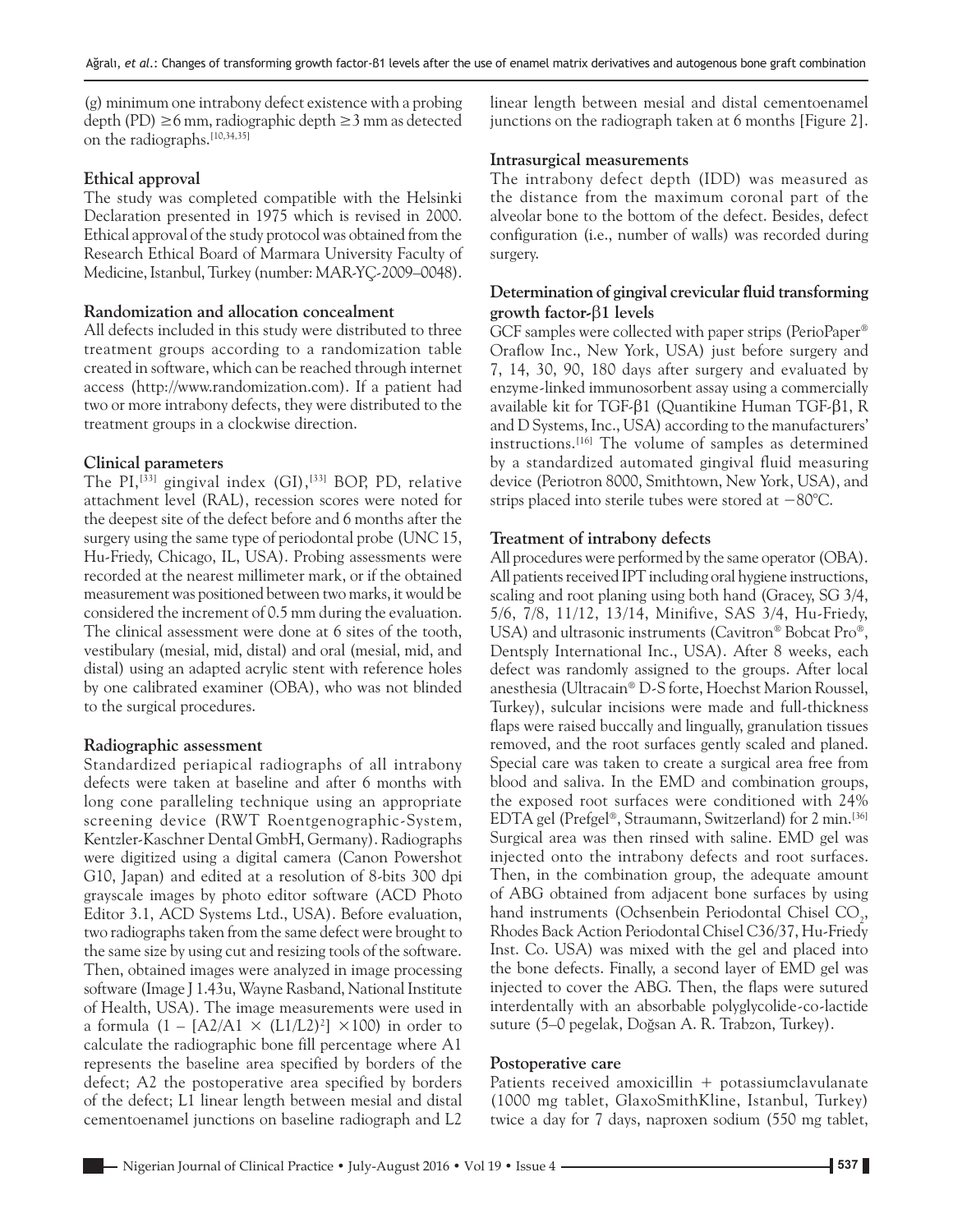(g) minimum one intrabony defect existence with a probing depth (PD) ≥6 mm, radiographic depth ≥3 mm as detected on the radiographs.[10,34,35]

**Ethical approval**

The study was completed compatible with the Helsinki Declaration presented in 1975 which is revised in 2000. Ethical approval of the study protocol was obtained from the Research Ethical Board of Marmara University Faculty of Medicine, Istanbul, Turkey (number: MAR-YÇ-2009–0048).

**Randomization and allocation concealment**

All defects included in this study were distributed to three treatment groups according to a randomization table created in software, which can be reached through internet access (http://www.randomization.com). If a patient had two or more intrabony defects, they were distributed to the treatment groups in a clockwise direction.

**Clinical parameters**

The PI,[33] gingival index (GI),[33] BOP, PD, relative attachment level (RAL), recession scores were noted for the deepest site of the defect before and 6 months after the surgery using the same type of periodontal probe (UNC 15, Hu-Friedy, Chicago, IL, USA). Probing assessments were recorded at the nearest millimeter mark, or if the obtained measurement was positioned between two marks, it would be considered the increment of 0.5 mm during the evaluation. The clinical assessment were done at 6 sites of the tooth, vestibulary (mesial, mid, distal) and oral (mesial, mid, and distal) using an adapted acrylic stent with reference holes by one calibrated examiner (OBA), who was not blinded to the surgical procedures.

**Radiographic assessment**

Standardized periapical radiographs of all intrabony defects were taken at baseline and after 6 months with long cone paralleling technique using an appropriate screening device (RWT Roentgenographic-System, Kentzler-Kaschner Dental GmbH, Germany). Radiographs were digitized using a digital camera (Canon Powershot G10, Japan) and edited at a resolution of 8-bits 300 dpi grayscale images by photo editor software (ACD Photo Editor 3.1, ACD Systems Ltd., USA). Before evaluation, two radiographs taken from the same defect were brought to the same size by using cut and resizing tools of the software. Then, obtained images were analyzed in image processing software (Image J 1.43u, Wayne Rasband, National Institute of Health, USA). The image measurements were used in a formula $(1 - [A2/A1 \times (L1/L2)^2] \times 100)$ in order to calculate the radiographic bone fill percentage where A1 represents the baseline area specified by borders of the defect; A2 the postoperative area specified by borders of the defect; L1 linear length between mesial and distal cementoenamel junctions on baseline radiograph and L2 linear length between mesial and distal cementoenamel junctions on the radiograph taken at 6 months [Figure 2].

**Intrasurgical measurements**

The intrabony defect depth (IDD) was measured as the distance from the maximum coronal part of the alveolar bone to the bottom of the defect. Besides, defect configuration (i.e., number of walls) was recorded during surgery.

**Determination of gingival crevicular fluid transforming growth factor-β1 levels**

GCF samples were collected with paper strips (PerioPaper® Oraflow Inc., New York, USA) just before surgery and 7, 14, 30, 90, 180 days after surgery and evaluated by enzyme-linked immunosorbent assay using a commercially available kit for TGF-β1 (Quantikine Human TGF-β1, R and D Systems, Inc., USA) according to the manufacturers' instructions.[16] The volume of samples as determined by a standardized automated gingival fluid measuring device (Periotron 8000, Smithtown, New York, USA), and strips placed into sterile tubes were stored at −80°C.

**Treatment of intrabony defects**

All procedures were performed by the same operator (OBA). All patients received IPT including oral hygiene instructions, scaling and root planing using both hand (Gracey, SG 3/4, 5/6, 7/8, 11/12, 13/14, Minifive, SAS 3/4, Hu-Friedy, USA) and ultrasonic instruments (Cavitron® Bobcat Pro®, Dentsply International Inc., USA). After 8 weeks, each defect was randomly assigned to the groups. After local anesthesia (Ultracain® D-S forte, Hoechst Marion Roussel, Turkey), sulcular incisions were made and full-thickness flaps were raised buccally and lingually, granulation tissues removed, and the root surfaces gently scaled and planed. Special care was taken to create a surgical area free from blood and saliva. In the EMD and combination groups, the exposed root surfaces were conditioned with 24% EDTA gel (Prefgel®, Straumann, Switzerland) for 2 min.[36] Surgical area was then rinsed with saline. EMD gel was injected onto the intrabony defects and root surfaces. Then, in the combination group, the adequate amount of ABG obtained from adjacent bone surfaces by using hand instruments (Ochsenbein Periodontal Chisel $CO_2$, Rhodes Back Action Periodontal Chisel C36/37, Hu-Friedy Inst. Co. USA) was mixed with the gel and placed into the bone defects. Finally, a second layer of EMD gel was injected to cover the ABG. Then, the flaps were sutured interdentally with an absorbable polyglycolide-co-lactide suture (5–0 pegelak, Doğsan A. R. Trabzon, Turkey).

**Postoperative care**

Patients received amoxicillin + potassiumclavulanate (1000 mg tablet, GlaxoSmithKline, Istanbul, Turkey) twice a day for 7 days, naproxen sodium (550 mg tablet,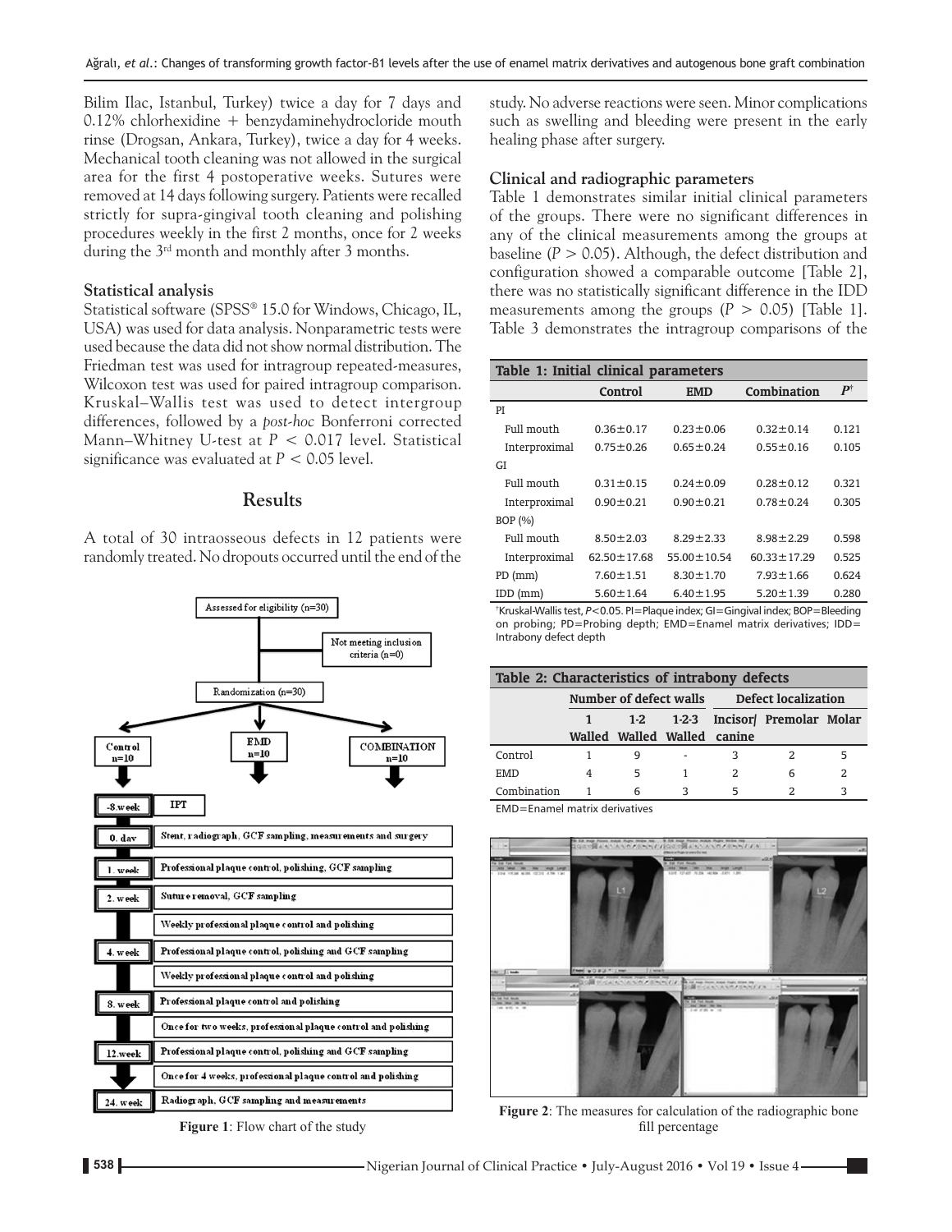Bilim Ilac, Istanbul, Turkey) twice a day for 7 days and 0.12% chlorhexidine + benzydaminehydrocloride mouth rinse (Drogsan, Ankara, Turkey), twice a day for 4 weeks. Mechanical tooth cleaning was not allowed in the surgical area for the first 4 postoperative weeks. Sutures were removed at 14 days following surgery. Patients were recalled strictly for supra-gingival tooth cleaning and polishing procedures weekly in the first 2 months, once for 2 weeks during the 3rd month and monthly after 3 months.

### Statistical analysis

Statistical software (SPSS® 15.0 for Windows, Chicago, IL, USA) was used for data analysis. Nonparametric tests were used because the data did not show normal distribution. The Friedman test was used for intragroup repeated-measures, Wilcoxon test was used for paired intragroup comparison. Kruskal–Wallis test was used to detect intergroup differences, followed by a *post-hoc* Bonferroni corrected Mann–Whitney U-test at $P < 0.017$ level. Statistical significance was evaluated at $P < 0.05$ level.

## Results

A total of 30 intraosseous defects in 12 patients were randomly treated. No dropouts occurred until the end of the study. No adverse reactions were seen. Minor complications such as swelling and bleeding were present in the early healing phase after surgery.

Figure 1: Flow chart of the study

### Clinical and radiographic parameters

Table 1 demonstrates similar initial clinical parameters of the groups. There were no significant differences in any of the clinical measurements among the groups at baseline ($P > 0.05$). Although, the defect distribution and configuration showed a comparable outcome [Table 2], there was no statistically significant difference in the IDD measurements among the groups ($P > 0.05$) [Table 1]. Table 3 demonstrates the intragroup comparisons of the

**Table 1: Initial clinical parameters**

| | Control | EMD | Combination | $P^{\dagger}$ |
|---|---|---|---|---|
| PI | | | | |
| Full mouth | 0.36±0.17 | 0.23±0.06 | 0.32±0.14 | 0.121 |
| Interproximal | 0.75±0.26 | 0.65±0.24 | 0.55±0.16 | 0.105 |
| GI | | | | |
| Full mouth | 0.31±0.15 | 0.24±0.09 | 0.28±0.12 | 0.321 |
| Interproximal | 0.90±0.21 | 0.90±0.21 | 0.78±0.24 | 0.305 |
| BOP (%) | | | | |
| Full mouth | 8.50±2.03 | 8.29±2.33 | 8.98±2.29 | 0.598 |
| Interproximal | 62.50±17.68 | 55.00±10.54 | 60.33±17.29 | 0.525 |
| PD (mm) | 7.60±1.51 | 8.30±1.70 | 7.93±1.66 | 0.624 |
| IDD (mm) | 5.60±1.64 | 6.40±1.95 | 5.20±1.39 | 0.280 |

†Kruskal-Wallis test, $P<0.05$. PI=Plaque index; GI=Gingival index; BOP=Bleeding on probing; PD=Probing depth; EMD=Enamel matrix derivatives; IDD= Intrabony defect depth

**Table 2: Characteristics of intrabony defects**

| | Number of defect walls | | | Defect localization | | |
|---|---|---|---|---|---|---|
| | 1 Walled | 1-2 Walled | 1-2-3 Walled | Incisor/ canine | Premolar | Molar |
| Control | 1 | 9 | - | 3 | 2 | 5 |
| EMD | 4 | 5 | 1 | 2 | 6 | 2 |
| Combination | 1 | 6 | 3 | 5 | 2 | 3 |

EMD=Enamel matrix derivatives

Figure 2: The measures for calculation of the radiographic bone fill percentage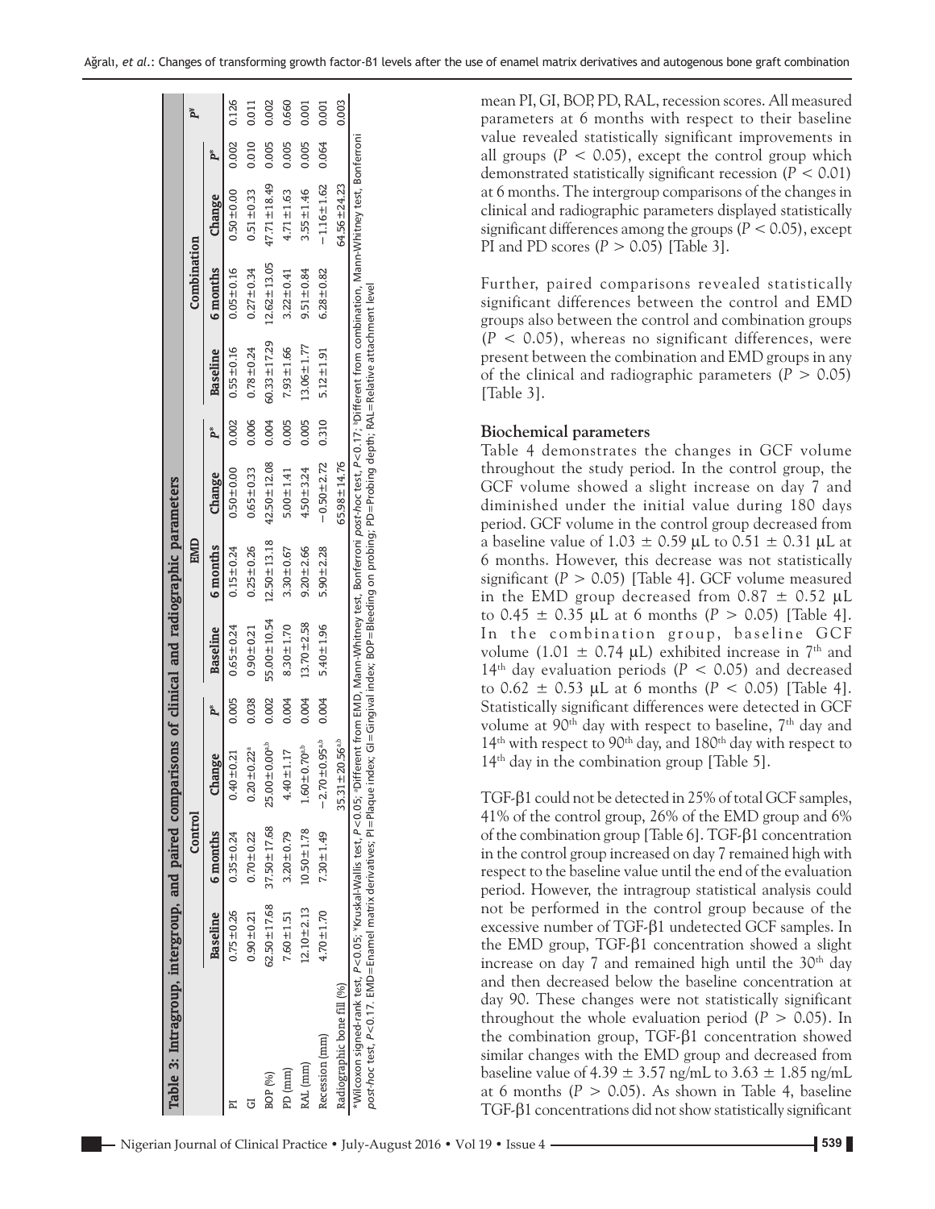**Table 3: Intragroup, intergroup, and paired comparisons of clinical and radiographic parameters**

| | Control | | | | EMD | | | | Combination | | | | $P^{¥}$ |
|---|---|---|---|---|---|---|---|---|---|---|---|---|---|
| | Baseline | 6 months | Change | $P^*$ | Baseline | 6 months | Change | $P^*$ | Baseline | 6 months | Change | $P^*$ | |
| PI | 0.75±0.26 | 0.35±0.24 | 0.40±0.21 | 0.005 | 0.65±0.24 | 0.15±0.24 | 0.50±0.00 | 0.002 | 0.55±0.16 | 0.05±0.16 | 0.50±0.00 | 0.002 | 0.126 |
| GI | 0.90±0.21 | 0.70±0.22 | 0.20±0.22[a] | 0.038 | 0.90±0.21 | 0.25±0.26 | 0.65±0.33 | 0.006 | 0.78±0.24 | 0.27±0.34 | 0.51±0.33 | 0.010 | 0.011 |
| BOP (%) | 62.50±17.68 | 37.50±17.68 | 25.00±0.00[a,b] | 0.002 | 55.00±10.54 | 12.50±13.18 | 42.50±12.08 | 0.004 | 60.33±17.29 | 12.62±13.05 | 47.71±18.49 | 0.005 | 0.002 |
| PD (mm) | 7.60±1.51 | 3.20±0.79 | 4.40±1.17 | 0.004 | 8.30±1.70 | 3.30±0.67 | 5.00±1.41 | 0.005 | 7.93±1.66 | 3.22±0.41 | 4.71±1.63 | 0.005 | 0.660 |
| RAL (mm) | 12.10±2.13 | 10.50±1.78 | 1.60±0.70[a,b] | 0.004 | 13.70±2.58 | 9.20±2.66 | 4.50±3.24 | 0.005 | 13.06±1.77 | 9.51±0.84 | 3.55±1.46 | 0.005 | 0.001 |
| Recession (mm) | 4.70±1.70 | 7.30±1.49 | −2.70±0.95[a,b] | 0.004 | 5.40±1.96 | 5.90±2.28 | −0.50±2.72 | 0.310 | 5.12±1.91 | 6.28±0.82 | −1.16±1.62 | 0.064 | 0.001 |
| Radiographic bone fill (%) | | | 35.31±20.56[a,b] | | | | 65.98±14.76 | | | | 64.56±24.23 | | 0.003 |

*Wilcoxon signed-rank test, $P<0.05$; ¥Kruskal-Wallis test, $P<0.05$; aDifferent from EMD, Mann-Whitney test, Bonferroni *post-hoc* test, $P<0.17$; bDifferent from combination, Mann-Whitney test, Bonferroni *post-hoc* test, $P<0.17$. EMD=Enamel matrix derivatives; PI=Plaque index; GI=Gingival index; BOP=Bleeding on probing; PD=Probing depth; RAL=Relative attachment level

mean PI, GI, BOP, PD, RAL, recession scores. All measured parameters at 6 months with respect to their baseline value revealed statistically significant improvements in all groups ($P < 0.05$), except the control group which demonstrated statistically significant recession ($P < 0.01$) at 6 months. The intergroup comparisons of the changes in clinical and radiographic parameters displayed statistically significant differences among the groups ($P < 0.05$), except PI and PD scores ($P > 0.05$) [Table 3].

Further, paired comparisons revealed statistically significant differences between the control and EMD groups also between the control and combination groups ($P < 0.05$), whereas no significant differences, were present between the combination and EMD groups in any of the clinical and radiographic parameters ($P > 0.05$) [Table 3].

### Biochemical parameters

Table 4 demonstrates the changes in GCF volume throughout the study period. In the control group, the GCF volume showed a slight increase on day 7 and diminished under the initial value during 180 days period. GCF volume in the control group decreased from a baseline value of 1.03 ± 0.59 μL to 0.51 ± 0.31 μL at 6 months. However, this decrease was not statistically significant ($P > 0.05$) [Table 4]. GCF volume measured in the EMD group decreased from 0.87 ± 0.52 μL to 0.45 ± 0.35 μL at 6 months ($P > 0.05$) [Table 4]. In the combination group, baseline GCF volume (1.01 ± 0.74 μL) exhibited increase in 7th and 14th day evaluation periods ($P < 0.05$) and decreased to 0.62 ± 0.53 μL at 6 months ($P < 0.05$) [Table 4]. Statistically significant differences were detected in GCF volume at 90th day with respect to baseline, 7th day and 14th with respect to 90th day, and 180th day with respect to 14th day in the combination group [Table 5].

TGF-β1 could not be detected in 25% of total GCF samples, 41% of the control group, 26% of the EMD group and 6% of the combination group [Table 6]. TGF-β1 concentration in the control group increased on day 7 remained high with respect to the baseline value until the end of the evaluation period. However, the intragroup statistical analysis could not be performed in the control group because of the excessive number of TGF-β1 undetected GCF samples. In the EMD group, TGF-β1 concentration showed a slight increase on day 7 and remained high until the 30th day and then decreased below the baseline concentration at day 90. These changes were not statistically significant throughout the whole evaluation period ($P > 0.05$). In the combination group, TGF-β1 concentration showed similar changes with the EMD group and decreased from baseline value of 4.39 ± 3.57 ng/mL to 3.63 ± 1.85 ng/mL at 6 months ($P > 0.05$). As shown in Table 4, baseline TGF-β1 concentrations did not show statistically significant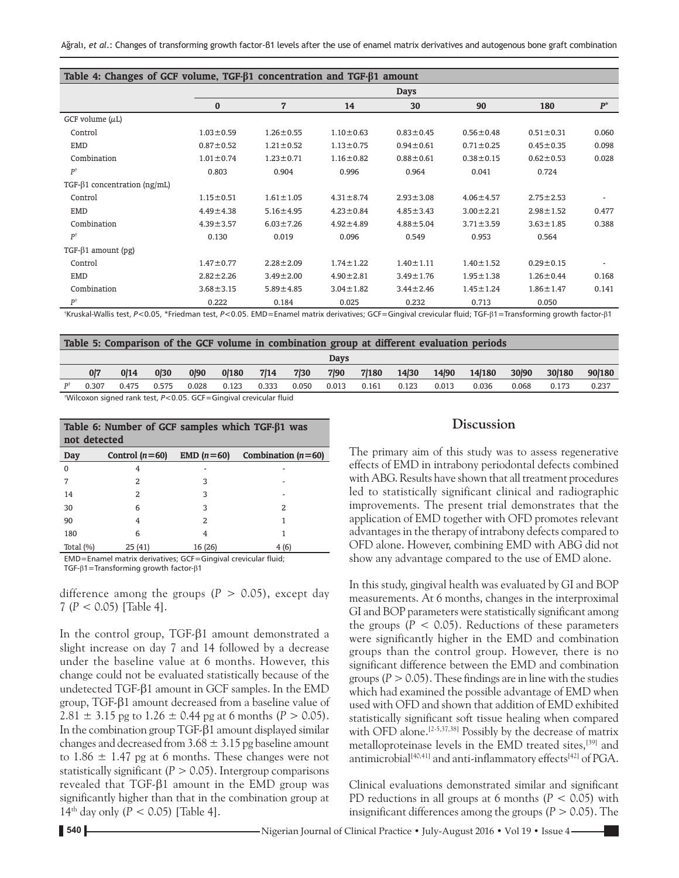**Table 4: Changes of GCF volume, TGF-β1 concentration and TGF-β1 amount**

| | Days | | | | | | |
|---|---|---|---|---|---|---|---|
| | 0 | 7 | 14 | 30 | 90 | 180 | $P$* |
| GCF volume (μL) | | | | | | | |
| Control | 1.03±0.59 | 1.26±0.55 | 1.10±0.63 | 0.83±0.45 | 0.56±0.48 | 0.51±0.31 | 0.060 |
| EMD | 0.87±0.52 | 1.21±0.52 | 1.13±0.75 | 0.94±0.61 | 0.71±0.25 | 0.45±0.35 | 0.098 |
| Combination | 1.01±0.74 | 1.23±0.71 | 1.16±0.82 | 0.88±0.61 | 0.38±0.15 | 0.62±0.53 | 0.028 |
| $P$† | 0.803 | 0.904 | 0.996 | 0.964 | 0.041 | 0.724 | |
| TGF-β1 concentration (ng/mL) | | | | | | | |
| Control | 1.15±0.51 | 1.61±1.05 | 4.31±8.74 | 2.93±3.08 | 4.06±4.57 | 2.75±2.53 | - |
| EMD | 4.49±4.38 | 5.16±4.95 | 4.23±0.84 | 4.85±3.43 | 3.00±2.21 | 2.98±1.52 | 0.477 |
| Combination | 4.39±3.57 | 6.03±7.26 | 4.92±4.89 | 4.88±5.04 | 3.71±3.59 | 3.63±1.85 | 0.388 |
| $P$† | 0.130 | 0.019 | 0.096 | 0.549 | 0.953 | 0.564 | |
| TGF-β1 amount (pg) | | | | | | | |
| Control | 1.47±0.77 | 2.28±2.09 | 1.74±1.22 | 1.40±1.11 | 1.40±1.52 | 0.29±0.15 | - |
| EMD | 2.82±2.26 | 3.49±2.00 | 4.90±2.81 | 3.49±1.76 | 1.95±1.38 | 1.26±0.44 | 0.168 |
| Combination | 3.68±3.15 | 5.89±4.85 | 3.04±1.82 | 3.44±2.46 | 1.45±1.24 | 1.86±1.47 | 0.141 |
| $P$† | 0.222 | 0.184 | 0.025 | 0.232 | 0.713 | 0.050 | |

†Kruskal-Wallis test, $P$<0.05, *Friedman test, $P$<0.05. EMD=Enamel matrix derivatives; GCF=Gingival crevicular fluid; TGF-β1=Transforming growth factor-β1

**Table 5: Comparison of the GCF volume in combination group at different evaluation periods**

| | Days | | | | | | | | | | | | | | |
|---|---|---|---|---|---|---|---|---|---|---|---|---|---|---|---|
| | 0/7 | 0/14 | 0/30 | 0/90 | 0/180 | 7/14 | 7/30 | 7/90 | 7/180 | 14/30 | 14/90 | 14/180 | 30/90 | 30/180 | 90/180 |
| $P$† | 0.307 | 0.475 | 0.575 | 0.028 | 0.123 | 0.333 | 0.050 | 0.013 | 0.161 | 0.123 | 0.013 | 0.036 | 0.068 | 0.173 | 0.237 |

†Wilcoxon signed rank test, $P$<0.05. GCF=Gingival crevicular fluid

**Table 6: Number of GCF samples which TGF-β1 was not detected**

| Day | Control ($n$=60) | EMD ($n$=60) | Combination ($n$=60) |
|---|---|---|---|
| 0 | 4 | - | - |
| 7 | 2 | 3 | - |
| 14 | 2 | 3 | - |
| 30 | 6 | 3 | 2 |
| 90 | 4 | 2 | 1 |
| 180 | 6 | 4 | 1 |
| Total (%) | 25 (41) | 16 (26) | 4 (6) |

EMD=Enamel matrix derivatives; GCF=Gingival crevicular fluid; TGF-β1=Transforming growth factor-β1

difference among the groups ($P > 0.05$), except day 7 ($P < 0.05$) [Table 4].

In the control group, TGF-β1 amount demonstrated a slight increase on day 7 and 14 followed by a decrease under the baseline value at 6 months. However, this change could not be evaluated statistically because of the undetected TGF-β1 amount in GCF samples. In the EMD group, TGF-β1 amount decreased from a baseline value of 2.81 ± 3.15 pg to 1.26 ± 0.44 pg at 6 months ($P > 0.05$). In the combination group TGF-β1 amount displayed similar changes and decreased from 3.68 ± 3.15 pg baseline amount to 1.86 ± 1.47 pg at 6 months. These changes were not statistically significant ($P > 0.05$). Intergroup comparisons revealed that TGF-β1 amount in the EMD group was significantly higher than that in the combination group at 14th day only ($P < 0.05$) [Table 4].

## Discussion

The primary aim of this study was to assess regenerative effects of EMD in intrabony periodontal defects combined with ABG. Results have shown that all treatment procedures led to statistically significant clinical and radiographic improvements. The present trial demonstrates that the application of EMD together with OFD promotes relevant advantages in the therapy of intrabony defects compared to OFD alone. However, combining EMD with ABG did not show any advantage compared to the use of EMD alone.

In this study, gingival health was evaluated by GI and BOP measurements. At 6 months, changes in the interproximal GI and BOP parameters were statistically significant among the groups ($P < 0.05$). Reductions of these parameters were significantly higher in the EMD and combination groups than the control group. However, there is no significant difference between the EMD and combination groups ($P > 0.05$). These findings are in line with the studies which had examined the possible advantage of EMD when used with OFD and shown that addition of EMD exhibited statistically significant soft tissue healing when compared with OFD alone.[2-5,37,38] Possibly by the decrease of matrix metalloproteinase levels in the EMD treated sites,[39] and antimicrobial[40,41] and anti-inflammatory effects[42] of PGA.

Clinical evaluations demonstrated similar and significant PD reductions in all groups at 6 months ($P < 0.05$) with insignificant differences among the groups ($P > 0.05$). The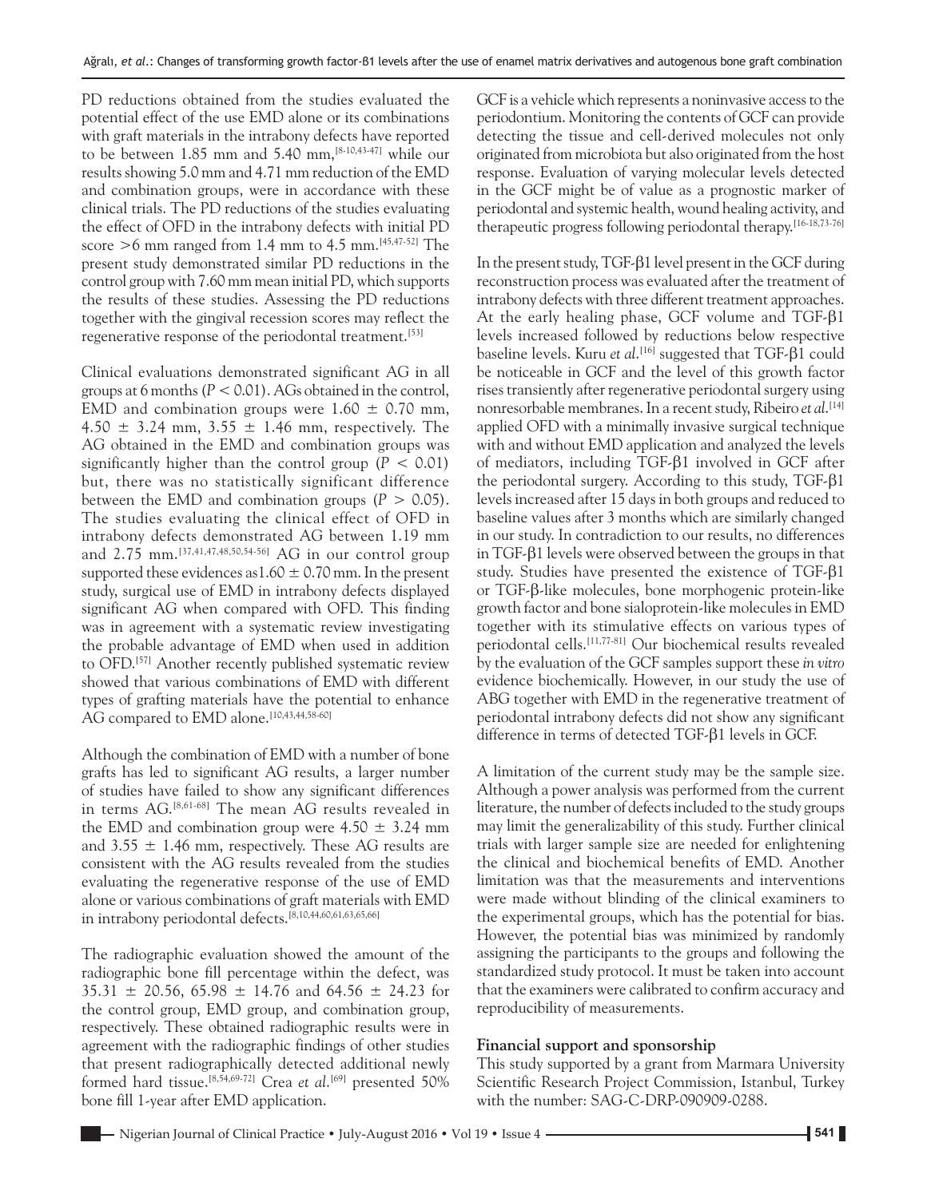PD reductions obtained from the studies evaluated the potential effect of the use EMD alone or its combinations with graft materials in the intrabony defects have reported to be between 1.85 mm and 5.40 mm,[8-10,43-47] while our results showing 5.0 mm and 4.71 mm reduction of the EMD and combination groups, were in accordance with these clinical trials. The PD reductions of the studies evaluating the effect of OFD in the intrabony defects with initial PD score >6 mm ranged from 1.4 mm to 4.5 mm.[45,47-52] The present study demonstrated similar PD reductions in the control group with 7.60 mm mean initial PD, which supports the results of these studies. Assessing the PD reductions together with the gingival recession scores may reflect the regenerative response of the periodontal treatment.[53]

Clinical evaluations demonstrated significant AG in all groups at 6 months ($P < 0.01$). AGs obtained in the control, EMD and combination groups were $1.60 \pm 0.70$ mm, $4.50 \pm 3.24$ mm, $3.55 \pm 1.46$ mm, respectively. The AG obtained in the EMD and combination groups was significantly higher than the control group ($P < 0.01$) but, there was no statistically significant difference between the EMD and combination groups ($P > 0.05$). The studies evaluating the clinical effect of OFD in intrabony defects demonstrated AG between 1.19 mm and 2.75 mm.[37,41,47,48,50,54-56] AG in our control group supported these evidences as $1.60 \pm 0.70$ mm. In the present study, surgical use of EMD in intrabony defects displayed significant AG when compared with OFD. This finding was in agreement with a systematic review investigating the probable advantage of EMD when used in addition to OFD.[57] Another recently published systematic review showed that various combinations of EMD with different types of grafting materials have the potential to enhance AG compared to EMD alone.[10,43,44,58-60]

Although the combination of EMD with a number of bone grafts has led to significant AG results, a larger number of studies have failed to show any significant differences in terms AG.[8,61-68] The mean AG results revealed in the EMD and combination group were $4.50 \pm 3.24$ mm and $3.55 \pm 1.46$ mm, respectively. These AG results are consistent with the AG results revealed from the studies evaluating the regenerative response of the use of EMD alone or various combinations of graft materials with EMD in intrabony periodontal defects.[8,10,44,60,61,63,65,66]

The radiographic evaluation showed the amount of the radiographic bone fill percentage within the defect, was $35.31 \pm 20.56$, $65.98 \pm 14.76$ and $64.56 \pm 24.23$ for the control group, EMD group, and combination group, respectively. These obtained radiographic results were in agreement with the radiographic findings of other studies that present radiographically detected additional newly formed hard tissue.[8,54,69-72] Crea *et al*.[69] presented 50% bone fill 1-year after EMD application.

GCF is a vehicle which represents a noninvasive access to the periodontium. Monitoring the contents of GCF can provide detecting the tissue and cell-derived molecules not only originated from microbiota but also originated from the host response. Evaluation of varying molecular levels detected in the GCF might be of value as a prognostic marker of periodontal and systemic health, wound healing activity, and therapeutic progress following periodontal therapy.[16-18,73-76]

In the present study, TGF-β1 level present in the GCF during reconstruction process was evaluated after the treatment of intrabony defects with three different treatment approaches. At the early healing phase, GCF volume and TGF-β1 levels increased followed by reductions below respective baseline levels. Kuru *et al*.[16] suggested that TGF-β1 could be noticeable in GCF and the level of this growth factor rises transiently after regenerative periodontal surgery using nonresorbable membranes. In a recent study, Ribeiro *et al*.[14] applied OFD with a minimally invasive surgical technique with and without EMD application and analyzed the levels of mediators, including TGF-β1 involved in GCF after the periodontal surgery. According to this study, TGF-β1 levels increased after 15 days in both groups and reduced to baseline values after 3 months which are similarly changed in our study. In contradiction to our results, no differences in TGF-β1 levels were observed between the groups in that study. Studies have presented the existence of TGF-β1 or TGF-β-like molecules, bone morphogenic protein-like growth factor and bone sialoprotein-like molecules in EMD together with its stimulative effects on various types of periodontal cells.[11,77-81] Our biochemical results revealed by the evaluation of the GCF samples support these *in vitro* evidence biochemically. However, in our study the use of ABG together with EMD in the regenerative treatment of periodontal intrabony defects did not show any significant difference in terms of detected TGF-β1 levels in GCF.

A limitation of the current study may be the sample size. Although a power analysis was performed from the current literature, the number of defects included to the study groups may limit the generalizability of this study. Further clinical trials with larger sample size are needed for enlightening the clinical and biochemical benefits of EMD. Another limitation was that the measurements and interventions were made without blinding of the clinical examiners to the experimental groups, which has the potential for bias. However, the potential bias was minimized by randomly assigning the participants to the groups and following the standardized study protocol. It must be taken into account that the examiners were calibrated to confirm accuracy and reproducibility of measurements.

### Financial support and sponsorship

This study supported by a grant from Marmara University Scientific Research Project Commission, Istanbul, Turkey with the number: SAG-C-DRP-090909-0288.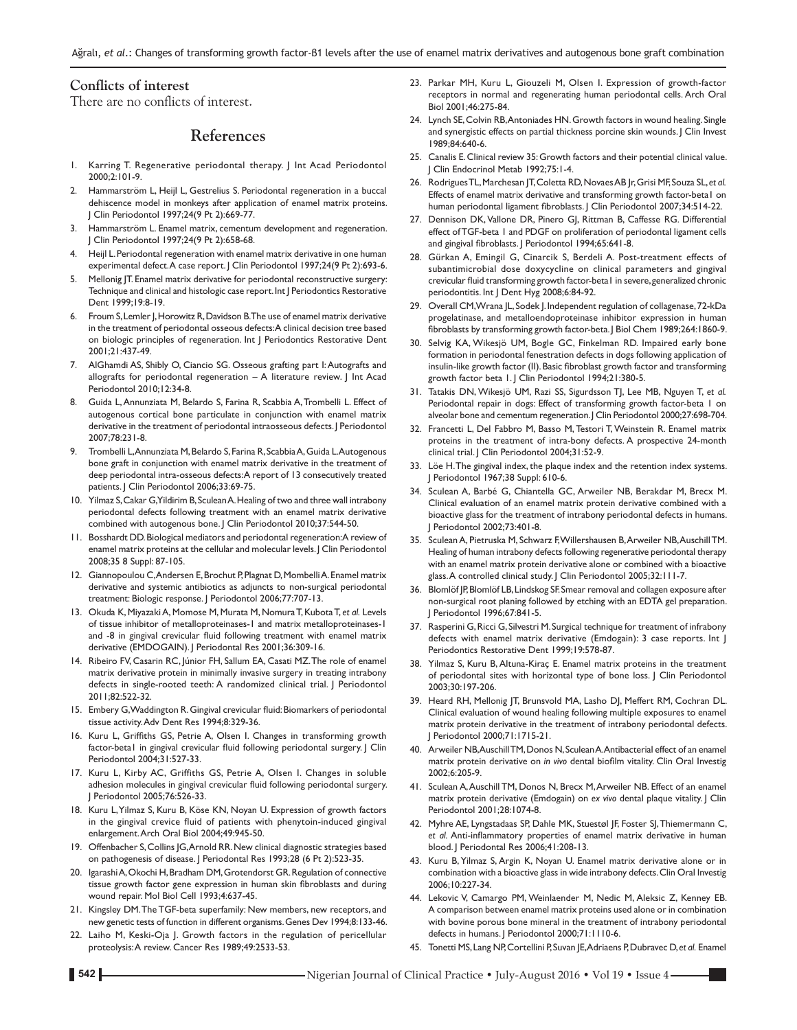## Conflicts of interest

There are no conflicts of interest.

## References

1. Karring T. Regenerative periodontal therapy. J Int Acad Periodontol 2000;2:101-9.
2. Hammarström L, Heijl L, Gestrelius S. Periodontal regeneration in a buccal dehiscence model in monkeys after application of enamel matrix proteins. J Clin Periodontol 1997;24(9 Pt 2):669-77.
3. Hammarström L. Enamel matrix, cementum development and regeneration. J Clin Periodontol 1997;24(9 Pt 2):658-68.
4. Heijl L. Periodontal regeneration with enamel matrix derivative in one human experimental defect. A case report. J Clin Periodontol 1997;24(9 Pt 2):693-6.
5. Mellonig JT. Enamel matrix derivative for periodontal reconstructive surgery: Technique and clinical and histologic case report. Int J Periodontics Restorative Dent 1999;19:8-19.
6. Froum S, Lemler J, Horowitz R, Davidson B. The use of enamel matrix derivative in the treatment of periodontal osseous defects: A clinical decision tree based on biologic principles of regeneration. Int J Periodontics Restorative Dent 2001;21:437-49.
7. AlGhamdi AS, Shibly O, Ciancio SG. Osseous grafting part I: Autografts and allografts for periodontal regeneration – A literature review. J Int Acad Periodontol 2010;12:34-8.
8. Guida L, Annunziata M, Belardo S, Farina R, Scabbia A, Trombelli L. Effect of autogenous cortical bone particulate in conjunction with enamel matrix derivative in the treatment of periodontal intraosseous defects. J Periodontol 2007;78:231-8.
9. Trombelli L, Annunziata M, Belardo S, Farina R, Scabbia A, Guida L. Autogenous bone graft in conjunction with enamel matrix derivative in the treatment of deep periodontal intra-osseous defects: A report of 13 consecutively treated patients. J Clin Periodontol 2006;33:69-75.
10. Yilmaz S, Cakar G, Yildirim B, Sculean A. Healing of two and three wall intrabony periodontal defects following treatment with an enamel matrix derivative combined with autogenous bone. J Clin Periodontol 2010;37:544-50.
11. Bosshardt DD. Biological mediators and periodontal regeneration: A review of enamel matrix proteins at the cellular and molecular levels. J Clin Periodontol 2008;35 8 Suppl: 87-105.
12. Giannopoulou C, Andersen E, Brochut P, Plagnat D, Mombelli A. Enamel matrix derivative and systemic antibiotics as adjuncts to non-surgical periodontal treatment: Biologic response. J Periodontol 2006;77:707-13.
13. Okuda K, Miyazaki A, Momose M, Murata M, Nomura T, Kubota T, *et al.* Levels of tissue inhibitor of metalloproteinases-1 and matrix metalloproteinases-1 and -8 in gingival crevicular fluid following treatment with enamel matrix derivative (EMDOGAIN). J Periodontal Res 2001;36:309-16.
14. Ribeiro FV, Casarin RC, Júnior FH, Sallum EA, Casati MZ. The role of enamel matrix derivative protein in minimally invasive surgery in treating intrabony defects in single-rooted teeth: A randomized clinical trial. J Periodontol 2011;82:522-32.
15. Embery G, Waddington R. Gingival crevicular fluid: Biomarkers of periodontal tissue activity. Adv Dent Res 1994;8:329-36.
16. Kuru L, Griffiths GS, Petrie A, Olsen I. Changes in transforming growth factor-beta1 in gingival crevicular fluid following periodontal surgery. J Clin Periodontol 2004;31:527-33.
17. Kuru L, Kirby AC, Griffiths GS, Petrie A, Olsen I. Changes in soluble adhesion molecules in gingival crevicular fluid following periodontal surgery. J Periodontol 2005;76:526-33.
18. Kuru L, Yilmaz S, Kuru B, Köse KN, Noyan U. Expression of growth factors in the gingival crevice fluid of patients with phenytoin-induced gingival enlargement. Arch Oral Biol 2004;49:945-50.
19. Offenbacher S, Collins JG, Arnold RR. New clinical diagnostic strategies based on pathogenesis of disease. J Periodontal Res 1993;28 (6 Pt 2):523-35.
20. Igarashi A, Okochi H, Bradham DM, Grotendorst GR. Regulation of connective tissue growth factor gene expression in human skin fibroblasts and during wound repair. Mol Biol Cell 1993;4:637-45.
21. Kingsley DM. The TGF-beta superfamily: New members, new receptors, and new genetic tests of function in different organisms. Genes Dev 1994;8:133-46.
22. Laiho M, Keski-Oja J. Growth factors in the regulation of pericellular proteolysis: A review. Cancer Res 1989;49:2533-53.
23. Parkar MH, Kuru L, Giouzeli M, Olsen I. Expression of growth-factor receptors in normal and regenerating human periodontal cells. Arch Oral Biol 2001;46:275-84.
24. Lynch SE, Colvin RB, Antoniades HN. Growth factors in wound healing. Single and synergistic effects on partial thickness porcine skin wounds. J Clin Invest 1989;84:640-6.
25. Canalis E. Clinical review 35: Growth factors and their potential clinical value. J Clin Endocrinol Metab 1992;75:1-4.
26. Rodrigues TL, Marchesan JT, Coletta RD, Novaes AB Jr, Grisi MF, Souza SL, *et al.* Effects of enamel matrix derivative and transforming growth factor-beta1 on human periodontal ligament fibroblasts. J Clin Periodontol 2007;34:514-22.
27. Dennison DK, Vallone DR, Pinero GJ, Rittman B, Caffesse RG. Differential effect of TGF-beta 1 and PDGF on proliferation of periodontal ligament cells and gingival fibroblasts. J Periodontol 1994;65:641-8.
28. Gürkan A, Emingil G, Cinarcik S, Berdeli A. Post-treatment effects of subantimicrobial dose doxycycline on clinical parameters and gingival crevicular fluid transforming growth factor-beta1 in severe, generalized chronic periodontitis. Int J Dent Hyg 2008;6:84-92.
29. Overall CM, Wrana JL, Sodek J. Independent regulation of collagenase, 72-kDa progelatinase, and metalloendoproteinase inhibitor expression in human fibroblasts by transforming growth factor-beta. J Biol Chem 1989;264:1860-9.
30. Selvig KA, Wikesjö UM, Bogle GC, Finkelman RD. Impaired early bone formation in periodontal fenestration defects in dogs following application of insulin-like growth factor (II). Basic fibroblast growth factor and transforming growth factor beta 1. J Clin Periodontol 1994;21:380-5.
31. Tatakis DN, Wikesjö UM, Razi SS, Sigurdsson TJ, Lee MB, Nguyen T, *et al.* Periodontal repair in dogs: Effect of transforming growth factor-beta 1 on alveolar bone and cementum regeneration. J Clin Periodontol 2000;27:698-704.
32. Francetti L, Del Fabbro M, Basso M, Testori T, Weinstein R. Enamel matrix proteins in the treatment of intra-bony defects. A prospective 24-month clinical trial. J Clin Periodontol 2004;31:52-9.
33. Löe H. The gingival index, the plaque index and the retention index systems. J Periodontol 1967;38 Suppl: 610-6.
34. Sculean A, Barbé G, Chiantella GC, Arweiler NB, Berakdar M, Brecx M. Clinical evaluation of an enamel matrix protein derivative combined with a bioactive glass for the treatment of intrabony periodontal defects in humans. J Periodontol 2002;73:401-8.
35. Sculean A, Pietruska M, Schwarz F, Willershausen B, Arweiler NB, Auschill TM. Healing of human intrabony defects following regenerative periodontal therapy with an enamel matrix protein derivative alone or combined with a bioactive glass. A controlled clinical study. J Clin Periodontol 2005;32:111-7.
36. Blomlöf JP, Blomlöf LB, Lindskog SF. Smear removal and collagen exposure after non-surgical root planing followed by etching with an EDTA gel preparation. J Periodontol 1996;67:841-5.
37. Rasperini G, Ricci G, Silvestri M. Surgical technique for treatment of infrabony defects with enamel matrix derivative (Emdogain): 3 case reports. Int J Periodontics Restorative Dent 1999;19:578-87.
38. Yilmaz S, Kuru B, Altuna-Kiraç E. Enamel matrix proteins in the treatment of periodontal sites with horizontal type of bone loss. J Clin Periodontol 2003;30:197-206.
39. Heard RH, Mellonig JT, Brunsvold MA, Lasho DJ, Meffert RM, Cochran DL. Clinical evaluation of wound healing following multiple exposures to enamel matrix protein derivative in the treatment of intrabony periodontal defects. J Periodontol 2000;71:1715-21.
40. Arweiler NB, Auschill TM, Donos N, Sculean A. Antibacterial effect of an enamel matrix protein derivative on *in vivo* dental biofilm vitality. Clin Oral Investig 2002;6:205-9.
41. Sculean A, Auschill TM, Donos N, Brecx M, Arweiler NB. Effect of an enamel matrix protein derivative (Emdogain) on *ex vivo* dental plaque vitality. J Clin Periodontol 2001;28:1074-8.
42. Myhre AE, Lyngstadaas SP, Dahle MK, Stuestøl JF, Foster SJ, Thiemermann C, *et al.* Anti-inflammatory properties of enamel matrix derivative in human blood. J Periodontal Res 2006;41:208-13.
43. Kuru B, Yilmaz S, Argin K, Noyan U. Enamel matrix derivative alone or in combination with a bioactive glass in wide intrabony defects. Clin Oral Investig 2006;10:227-34.
44. Lekovic V, Camargo PM, Weinlaender M, Nedic M, Aleksic Z, Kenney EB. A comparison between enamel matrix proteins used alone or in combination with bovine porous bone mineral in the treatment of intrabony periodontal defects in humans. J Periodontol 2000;71:1110-6.
45. Tonetti MS, Lang NP, Cortellini P, Suvan JE, Adriaens P, Dubravec D, *et al.* Enamel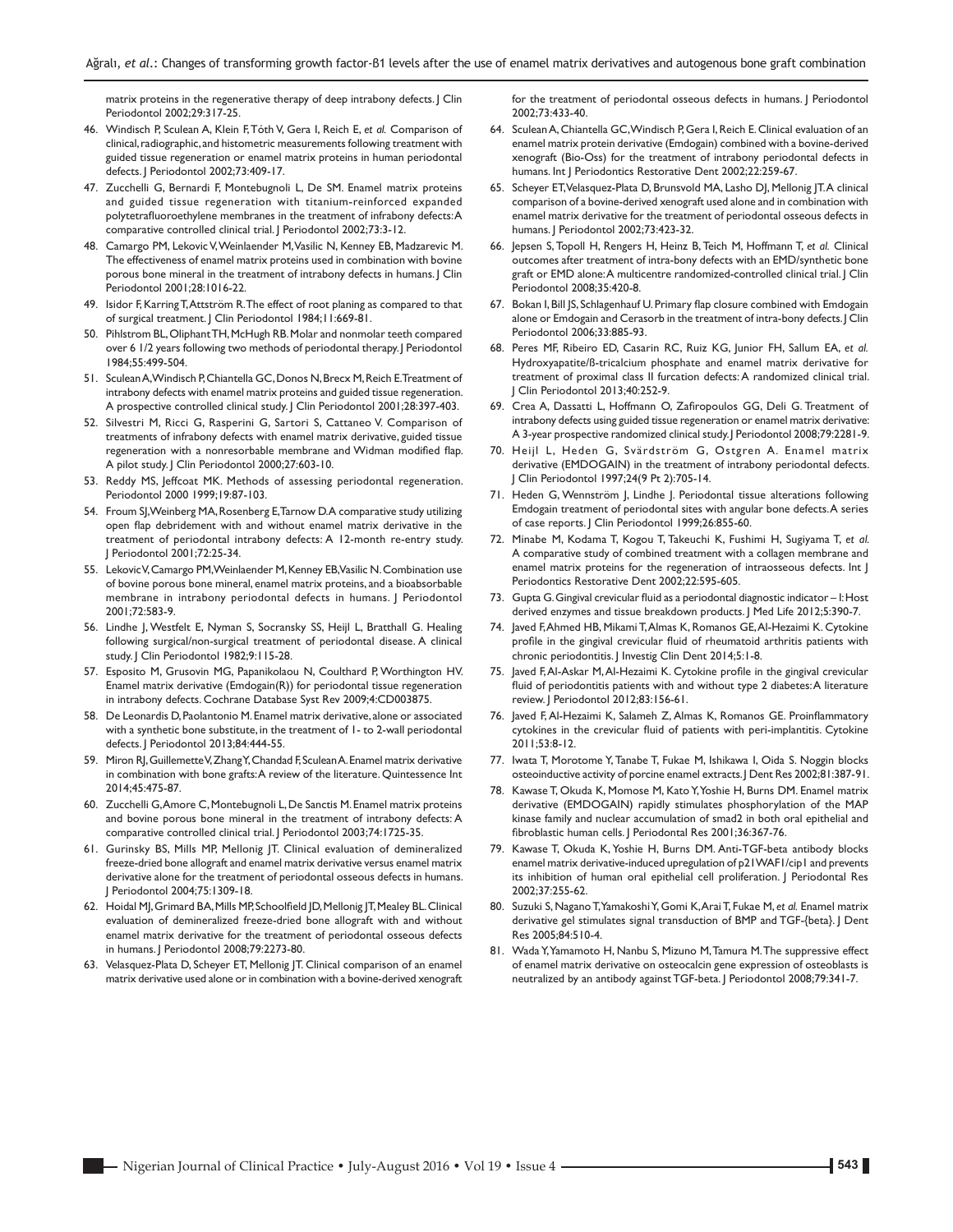matrix proteins in the regenerative therapy of deep intrabony defects. J Clin Periodontol 2002;29:317-25.

46. Windisch P, Sculean A, Klein F, Tóth V, Gera I, Reich E, *et al.* Comparison of clinical, radiographic, and histometric measurements following treatment with guided tissue regeneration or enamel matrix proteins in human periodontal defects. J Periodontol 2002;73:409-17.
47. Zucchelli G, Bernardi F, Montebugnoli L, De SM. Enamel matrix proteins and guided tissue regeneration with titanium-reinforced expanded polytetrafluoroethylene membranes in the treatment of infrabony defects: A comparative controlled clinical trial. J Periodontol 2002;73:3-12.
48. Camargo PM, Lekovic V, Weinlaender M, Vasilic N, Kenney EB, Madzarevic M. The effectiveness of enamel matrix proteins used in combination with bovine porous bone mineral in the treatment of intrabony defects in humans. J Clin Periodontol 2001;28:1016-22.
49. Isidor F, Karring T, Attström R. The effect of root planing as compared to that of surgical treatment. J Clin Periodontol 1984;11:669-81.
50. Pihlstrom BL, Oliphant TH, McHugh RB. Molar and nonmolar teeth compared over 6 1/2 years following two methods of periodontal therapy. J Periodontol 1984;55:499-504.
51. Sculean A, Windisch P, Chiantella GC, Donos N, Brecx M, Reich E. Treatment of intrabony defects with enamel matrix proteins and guided tissue regeneration. A prospective controlled clinical study. J Clin Periodontol 2001;28:397-403.
52. Silvestri M, Ricci G, Rasperini G, Sartori S, Cattaneo V. Comparison of treatments of infrabony defects with enamel matrix derivative, guided tissue regeneration with a nonresorbable membrane and Widman modified flap. A pilot study. J Clin Periodontol 2000;27:603-10.
53. Reddy MS, Jeffcoat MK. Methods of assessing periodontal regeneration. Periodontol 2000 1999;19:87-103.
54. Froum SJ, Weinberg MA, Rosenberg E, Tarnow D. A comparative study utilizing open flap debridement with and without enamel matrix derivative in the treatment of periodontal intrabony defects: A 12-month re-entry study. J Periodontol 2001;72:25-34.
55. Lekovic V, Camargo PM, Weinlaender M, Kenney EB, Vasilic N. Combination use of bovine porous bone mineral, enamel matrix proteins, and a bioabsorbable membrane in intrabony periodontal defects in humans. J Periodontol 2001;72:583-9.
56. Lindhe J, Westfelt E, Nyman S, Socransky SS, Heijl L, Bratthall G. Healing following surgical/non-surgical treatment of periodontal disease. A clinical study. J Clin Periodontol 1982;9:115-28.
57. Esposito M, Grusovin MG, Papanikolaou N, Coulthard P, Worthington HV. Enamel matrix derivative (Emdogain(R)) for periodontal tissue regeneration in intrabony defects. Cochrane Database Syst Rev 2009;4:CD003875.
58. De Leonardis D, Paolantonio M. Enamel matrix derivative, alone or associated with a synthetic bone substitute, in the treatment of 1- to 2-wall periodontal defects. J Periodontol 2013;84:444-55.
59. Miron RJ, Guillemette V, Zhang Y, Chandad F, Sculean A. Enamel matrix derivative in combination with bone grafts: A review of the literature. Quintessence Int 2014;45:475-87.
60. Zucchelli G, Amore C, Montebugnoli L, De Sanctis M. Enamel matrix proteins and bovine porous bone mineral in the treatment of intrabony defects: A comparative controlled clinical trial. J Periodontol 2003;74:1725-35.
61. Gurinsky BS, Mills MP, Mellonig JT. Clinical evaluation of demineralized freeze-dried bone allograft and enamel matrix derivative versus enamel matrix derivative alone for the treatment of periodontal osseous defects in humans. J Periodontol 2004;75:1309-18.
62. Hoidal MJ, Grimard BA, Mills MP, Schoolfield JD, Mellonig JT, Mealey BL. Clinical evaluation of demineralized freeze-dried bone allograft with and without enamel matrix derivative for the treatment of periodontal osseous defects in humans. J Periodontol 2008;79:2273-80.
63. Velasquez-Plata D, Scheyer ET, Mellonig JT. Clinical comparison of an enamel matrix derivative used alone or in combination with a bovine-derived xenograft for the treatment of periodontal osseous defects in humans. J Periodontol 2002;73:433-40.
64. Sculean A, Chiantella GC, Windisch P, Gera I, Reich E. Clinical evaluation of an enamel matrix protein derivative (Emdogain) combined with a bovine-derived xenograft (Bio-Oss) for the treatment of intrabony periodontal defects in humans. Int J Periodontics Restorative Dent 2002;22:259-67.
65. Scheyer ET, Velasquez-Plata D, Brunsvold MA, Lasho DJ, Mellonig JT. A clinical comparison of a bovine-derived xenograft used alone and in combination with enamel matrix derivative for the treatment of periodontal osseous defects in humans. J Periodontol 2002;73:423-32.
66. Jepsen S, Topoll H, Rengers H, Heinz B, Teich M, Hoffmann T, *et al.* Clinical outcomes after treatment of intra-bony defects with an EMD/synthetic bone graft or EMD alone: A multicentre randomized-controlled clinical trial. J Clin Periodontol 2008;35:420-8.
67. Bokan I, Bill JS, Schlagenhauf U. Primary flap closure combined with Emdogain alone or Emdogain and Cerasorb in the treatment of intra-bony defects. J Clin Periodontol 2006;33:885-93.
68. Peres MF, Ribeiro ED, Casarin RC, Ruiz KG, Junior FH, Sallum EA, *et al.* Hydroxyapatite/ß-tricalcium phosphate and enamel matrix derivative for treatment of proximal class II furcation defects: A randomized clinical trial. J Clin Periodontol 2013;40:252-9.
69. Crea A, Dassatti L, Hoffmann O, Zafiropoulos GG, Deli G. Treatment of intrabony defects using guided tissue regeneration or enamel matrix derivative: A 3-year prospective randomized clinical study. J Periodontol 2008;79:2281-9.
70. Heijl L, Heden G, Svärdström G, Ostgren A. Enamel matrix derivative (EMDOGAIN) in the treatment of intrabony periodontal defects. J Clin Periodontol 1997;24(9 Pt 2):705-14.
71. Heden G, Wennström J, Lindhe J. Periodontal tissue alterations following Emdogain treatment of periodontal sites with angular bone defects. A series of case reports. J Clin Periodontol 1999;26:855-60.
72. Minabe M, Kodama T, Kogou T, Takeuchi K, Fushimi H, Sugiyama T, *et al.* A comparative study of combined treatment with a collagen membrane and enamel matrix proteins for the regeneration of intraosseous defects. Int J Periodontics Restorative Dent 2002;22:595-605.
73. Gupta G. Gingival crevicular fluid as a periodontal diagnostic indicator – I: Host derived enzymes and tissue breakdown products. J Med Life 2012;5:390-7.
74. Javed F, Ahmed HB, Mikami T, Almas K, Romanos GE, Al-Hezaimi K. Cytokine profile in the gingival crevicular fluid of rheumatoid arthritis patients with chronic periodontitis. J Investig Clin Dent 2014;5:1-8.
75. Javed F, Al-Askar M, Al-Hezaimi K. Cytokine profile in the gingival crevicular fluid of periodontitis patients with and without type 2 diabetes: A literature review. J Periodontol 2012;83:156-61.
76. Javed F, Al-Hezaimi K, Salameh Z, Almas K, Romanos GE. Proinflammatory cytokines in the crevicular fluid of patients with peri-implantitis. Cytokine 2011;53:8-12.
77. Iwata T, Morotome Y, Tanabe T, Fukae M, Ishikawa I, Oida S. Noggin blocks osteoinductive activity of porcine enamel extracts. J Dent Res 2002;81:387-91.
78. Kawase T, Okuda K, Momose M, Kato Y, Yoshie H, Burns DM. Enamel matrix derivative (EMDOGAIN) rapidly stimulates phosphorylation of the MAP kinase family and nuclear accumulation of smad2 in both oral epithelial and fibroblastic human cells. J Periodontal Res 2001;36:367-76.
79. Kawase T, Okuda K, Yoshie H, Burns DM. Anti-TGF-beta antibody blocks enamel matrix derivative-induced upregulation of p21WAF1/cip1 and prevents its inhibition of human oral epithelial cell proliferation. J Periodontal Res 2002;37:255-62.
80. Suzuki S, Nagano T, Yamakoshi Y, Gomi K, Arai T, Fukae M, *et al.* Enamel matrix derivative gel stimulates signal transduction of BMP and TGF-{beta}. J Dent Res 2005;84:510-4.
81. Wada Y, Yamamoto H, Nanbu S, Mizuno M, Tamura M. The suppressive effect of enamel matrix derivative on osteocalcin gene expression of osteoblasts is neutralized by an antibody against TGF-beta. J Periodontol 2008;79:341-7.